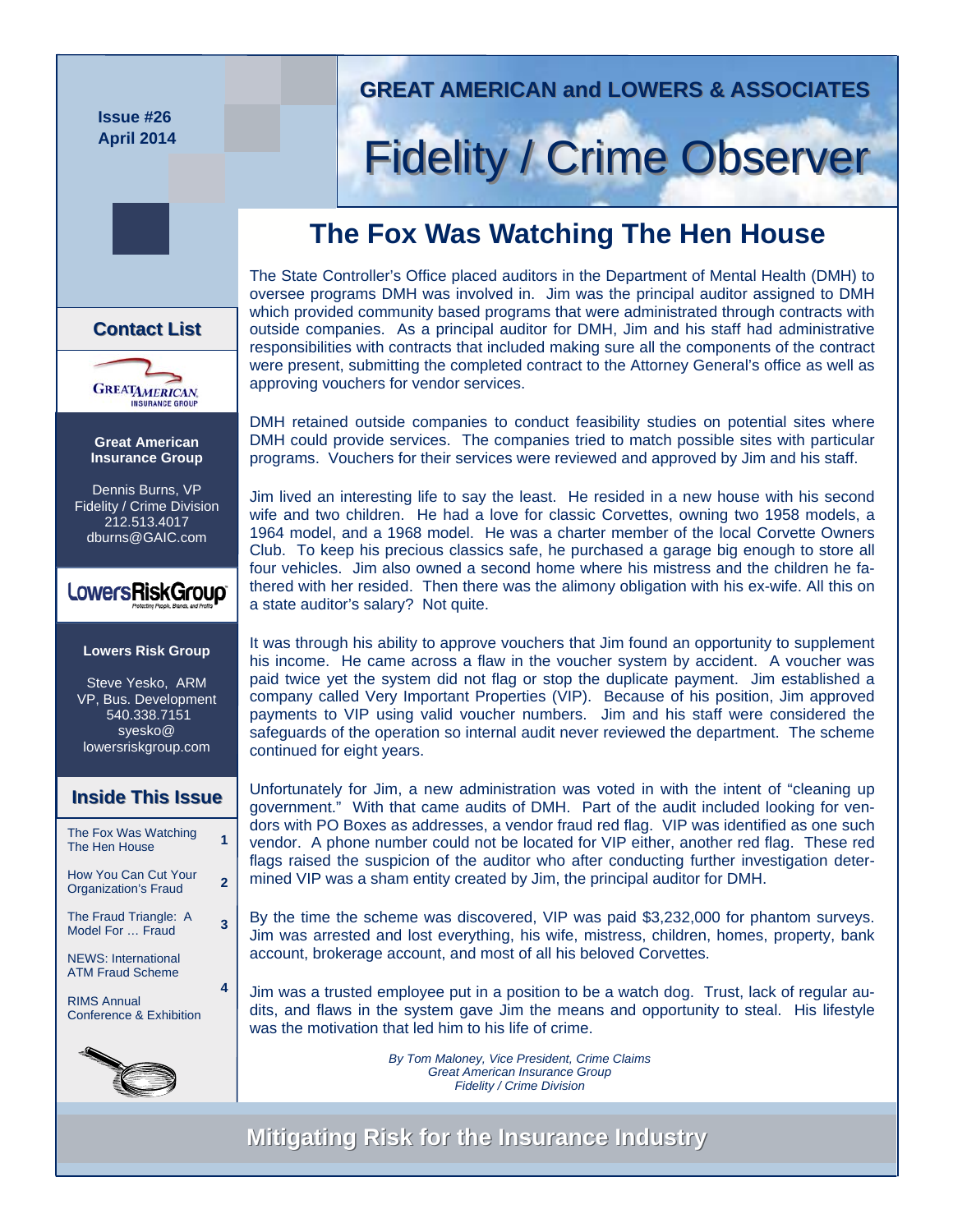Issue #26
April 2014

**GREAT AMERICAN and LOWERS & ASSOCIATES**

# Fidelity / Crime Observer

## The Fox Was Watching The Hen House

The State Controller's Office placed auditors in the Department of Mental Health (DMH) to oversee programs DMH was involved in. Jim was the principal auditor assigned to DMH which provided community based programs that were administrated through contracts with outside companies. As a principal auditor for DMH, Jim and his staff had administrative responsibilities with contracts that included making sure all the components of the contract were present, submitting the completed contract to the Attorney General's office as well as approving vouchers for vendor services.

DMH retained outside companies to conduct feasibility studies on possible sites where DMH could provide services. The companies tried to match possible sites with particular programs. Vouchers for their services were reviewed and approved by Jim and his staff.

Jim lived an interesting life to say the least. He resided in a new house with his second wife and two children. He had a love for classic Corvettes, owning two 1958 models, a 1964 model, and a 1968 model. He was a charter member of the local Corvette Owners Club. To keep his precious classics safe, he purchased a garage big enough to store all four vehicles. Jim also owned a second home where his mistress and the children he fathered with her resided. Then there was the alimony obligation with his ex-wife. All this on a state auditor's salary? Not quite.

It was through his ability to approve vouchers that Jim found an opportunity to supplement his income. He came across a flaw in the voucher system by accident. A voucher was paid twice yet the system did not flag or stop the duplicate payment. Jim established a company called Very Important Properties (VIP). Because of his position, Jim approved payments to VIP using valid voucher numbers. Jim and his staff were considered the safeguards of the operation so internal audit never reviewed the department. The scheme continued for eight years.

Unfortunately for Jim, a new administration was voted in with the intent of "cleaning up government." With that came audits of DMH. Part of the audit included looking for vendors with PO Boxes as addresses, a vendor fraud red flag. VIP was identified as one such vendor. A phone number could not be located for VIP either, another red flag. These red flags raised the suspicion of the auditor who after conducting further investigation determined VIP was a sham entity created by Jim, the principal auditor for DMH.

By the time the scheme was discovered, VIP was paid $3,232,000 for phantom surveys. Jim was arrested and lost everything, his wife, mistress, children, homes, property, bank account, brokerage account, and most of all his beloved Corvettes.

Jim was a trusted employee put in a position to be a watch dog. Trust, lack of regular audits, and flaws in the system gave Jim the means and opportunity to steal. His lifestyle was the motivation that led him to his life of crime.

*By Tom Maloney, Vice President, Crime Claims*
*Great American Insurance Group*
*Fidelity / Crime Division*

### Contact List

**Great American Insurance Group**

Dennis Burns, VP
Fidelity / Crime Division
212.513.4017
dburns@GAIC.com

**Lowers Risk Group**

Steve Yesko, ARM
VP, Bus. Development
540.338.7151
syesko@lowersriskgroup.com

### Inside This Issue

| Article | Page |
|---|---|
| The Fox Was Watching The Hen House | 1 |
| How You Can Cut Your Organization's Fraud | 2 |
| The Fraud Triangle: A Model For … Fraud | 3 |
| NEWS: International ATM Fraud Scheme | 4 |
| RIMS Annual Conference & Exhibition | |

**Mitigating Risk for the Insurance Industry**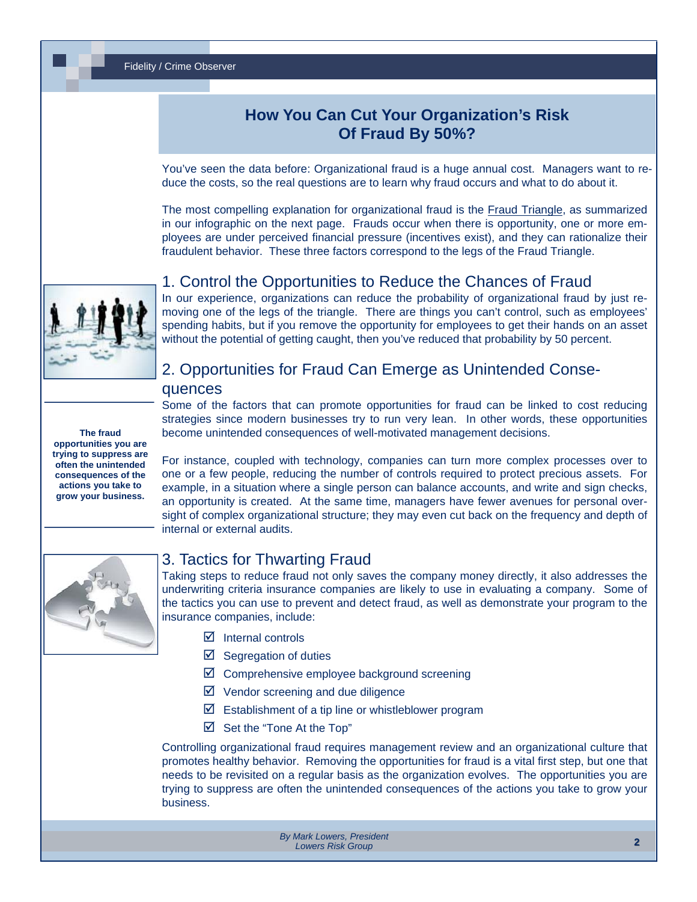# How You Can Cut Your Organization's Risk Of Fraud By 50%?

You've seen the data before: Organizational fraud is a huge annual cost. Managers want to reduce the costs, so the real questions are to learn why fraud occurs and what to do about it.

The most compelling explanation for organizational fraud is the Fraud Triangle, as summarized in our infographic on the next page. Frauds occur when there is opportunity, one or more employees are under perceived financial pressure (incentives exist), and they can rationalize their fraudulent behavior. These three factors correspond to the legs of the Fraud Triangle.

## 1. Control the Opportunities to Reduce the Chances of Fraud

In our experience, organizations can reduce the probability of organizational fraud by just removing one of the legs of the triangle. There are things you can't control, such as employees' spending habits, but if you remove the opportunity for employees to get their hands on an asset without the potential of getting caught, then you've reduced that probability by 50 percent.

## 2. Opportunities for Fraud Can Emerge as Unintended Consequences

Some of the factors that can promote opportunities for fraud can be linked to cost reducing strategies since modern businesses try to run very lean. In other words, these opportunities become unintended consequences of well-motivated management decisions.

**The fraud opportunities you are trying to suppress are often the unintended consequences of the actions you take to grow your business.**

For instance, coupled with technology, companies can turn more complex processes over to one or a few people, reducing the number of controls required to protect precious assets. For example, in a situation where a single person can balance accounts, and write and sign checks, an opportunity is created. At the same time, managers have fewer avenues for personal oversight of complex organizational structure; they may even cut back on the frequency and depth of internal or external audits.

## 3. Tactics for Thwarting Fraud

Taking steps to reduce fraud not only saves the company money directly, it also addresses the underwriting criteria insurance companies are likely to use in evaluating a company. Some of the tactics you can use to prevent and detect fraud, as well as demonstrate your program to the insurance companies, include:

- ☑ Internal controls
- ☑ Segregation of duties
- ☑ Comprehensive employee background screening
- ☑ Vendor screening and due diligence
- ☑ Establishment of a tip line or whistleblower program
- ☑ Set the "Tone At the Top"

Controlling organizational fraud requires management review and an organizational culture that promotes healthy behavior. Removing the opportunities for fraud is a vital first step, but one that needs to be revisited on a regular basis as the organization evolves. The opportunities you are trying to suppress are often the unintended consequences of the actions you take to grow your business.

*By Mark Lowers, President*
*Lowers Risk Group*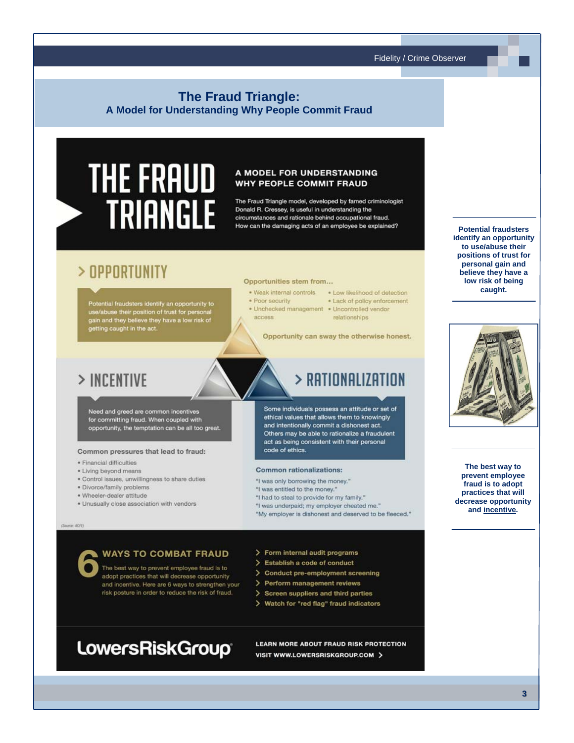## The Fraud Triangle:
### A Model for Understanding Why People Commit Fraud

# THE FRAUD TRIANGLE

**A MODEL FOR UNDERSTANDING WHY PEOPLE COMMIT FRAUD**

The Fraud Triangle model, developed by famed criminologist Donald R. Cressey, is useful in understanding the circumstances and rationale behind occupational fraud. How can the damaging acts of an employee be explained?

## > OPPORTUNITY

Potential fraudsters identify an opportunity to use/abuse their position of trust for personal gain and they believe they have a low risk of getting caught in the act.

**Opportunities stem from...**

- Weak internal controls
- Poor security
- Unchecked management access
- Low likelihood of detection
- Lack of policy enforcement
- Uncontrolled vendor relationships

Opportunity can sway the otherwise honest.

## > INCENTIVE

Need and greed are common incentives for committing fraud. When coupled with opportunity, the temptation can be all too great.

**Common pressures that lead to fraud:**

- Financial difficulties
- Living beyond means
- Control issues, unwillingness to share duties
- Divorce/family problems
- Wheeler-dealer attitude
- Unusually close association with vendors

## > RATIONALIZATION

Some individuals possess an attitude or set of ethical values that allows them to knowingly and intentionally commit a dishonest act. Others may be able to rationalize a fraudulent act as being consistent with their personal code of ethics.

**Common rationalizations:**

"I was only borrowing the money."
"I was entitled to the money."
"I had to steal to provide for my family."
"I was underpaid; my employer cheated me."
"My employer is dishonest and deserved to be fleeced."

(Source: ACFE)

## 6 WAYS TO COMBAT FRAUD

The best way to prevent employee fraud is to adopt practices that will decrease opportunity and incentive. Here are 6 ways to strengthen your risk posture in order to reduce the risk of fraud.

- Form internal audit programs
- Establish a code of conduct
- Conduct pre-employment screening
- Perform management reviews
- Screen suppliers and third parties
- Watch for "red flag" fraud indicators

**LowersRiskGroup**

LEARN MORE ABOUT FRAUD RISK PROTECTION
VISIT WWW.LOWERSRISKGROUP.COM >

**Potential fraudsters identify an opportunity to use/abuse their positions of trust for personal gain and believe they have a low risk of being caught.**

**The best way to prevent employee fraud is to adopt practices that will decrease opportunity and incentive.**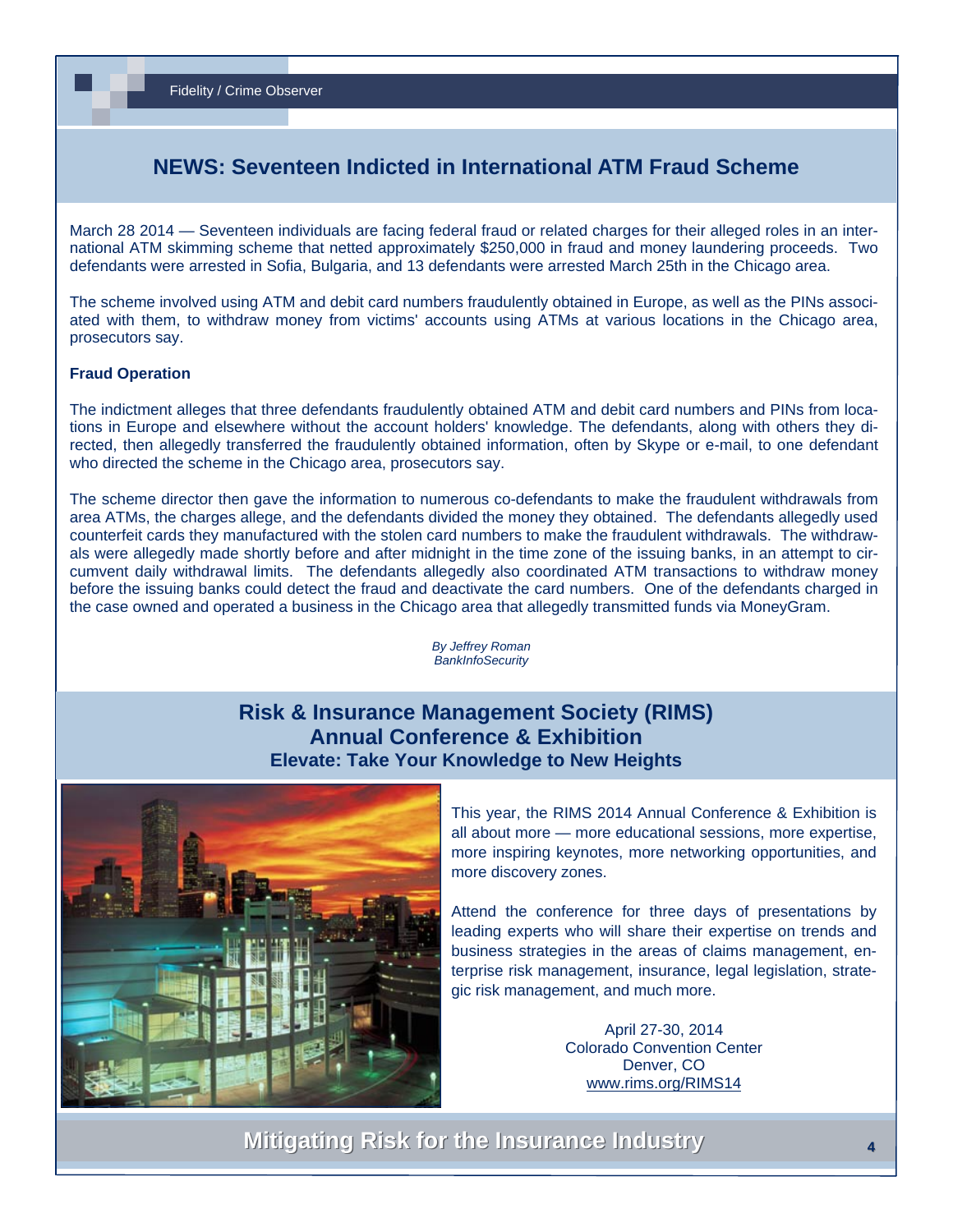## NEWS: Seventeen Indicted in International ATM Fraud Scheme

March 28 2014 — Seventeen individuals are facing federal fraud or related charges for their alleged roles in an international ATM skimming scheme that netted approximately $250,000 in fraud and money laundering proceeds. Two defendants were arrested in Sofia, Bulgaria, and 13 defendants were arrested March 25th in the Chicago area.

The scheme involved using ATM and debit card numbers fraudulently obtained in Europe, as well as the PINs associated with them, to withdraw money from victims' accounts using ATMs at various locations in the Chicago area, prosecutors say.

**Fraud Operation**

The indictment alleges that three defendants fraudulently obtained ATM and debit card numbers and PINs from locations in Europe and elsewhere without the account holders' knowledge. The defendants, along with others they directed, then allegedly transferred the fraudulently obtained information, often by Skype or e-mail, to one defendant who directed the scheme in the Chicago area, prosecutors say.

The scheme director then gave the information to numerous co-defendants to make the fraudulent withdrawals from area ATMs, the charges allege, and the defendants divided the money they obtained. The defendants allegedly used counterfeit cards they manufactured with the stolen card numbers to make the fraudulent withdrawals. The withdrawals were allegedly made shortly before and after midnight in the time zone of the issuing banks, in an attempt to circumvent daily withdrawal limits. The defendants allegedly also coordinated ATM transactions to withdraw money before the issuing banks could detect the fraud and deactivate the card numbers. One of the defendants charged in the case owned and operated a business in the Chicago area that allegedly transmitted funds via MoneyGram.

*By Jeffrey Roman*
*BankInfoSecurity*

## Risk & Insurance Management Society (RIMS) Annual Conference & Exhibition

### Elevate: Take Your Knowledge to New Heights

This year, the RIMS 2014 Annual Conference & Exhibition is all about more — more educational sessions, more expertise, more inspiring keynotes, more networking opportunities, and more discovery zones.

Attend the conference for three days of presentations by leading experts who will share their expertise on trends and business strategies in the areas of claims management, enterprise risk management, insurance, legal legislation, strategic risk management, and much more.

April 27-30, 2014
Colorado Convention Center
Denver, CO
www.rims.org/RIMS14